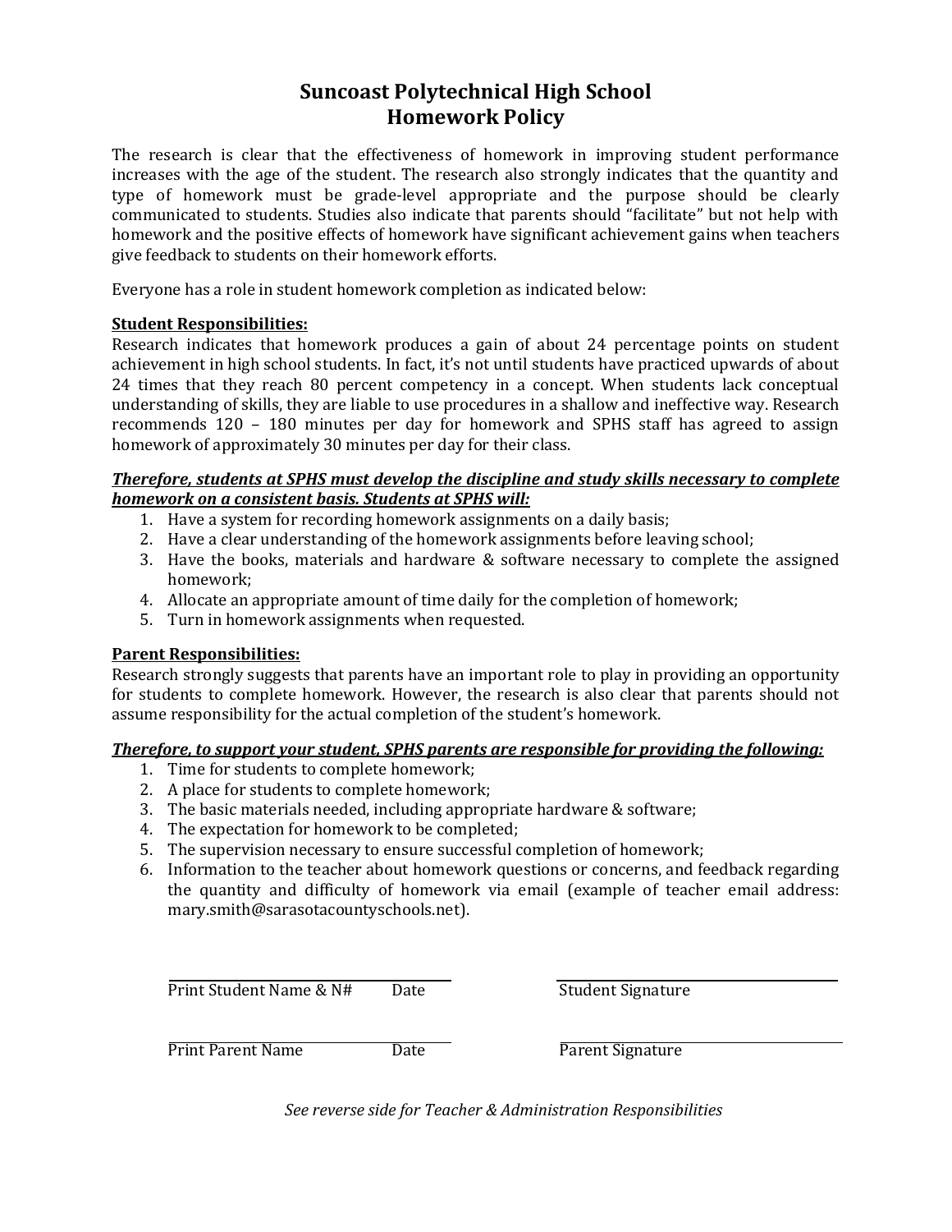# Suncoast Polytechnical High School
# Homework Policy

The research is clear that the effectiveness of homework in improving student performance increases with the age of the student. The research also strongly indicates that the quantity and type of homework must be grade-level appropriate and the purpose should be clearly communicated to students. Studies also indicate that parents should "facilitate" but not help with homework and the positive effects of homework have significant achievement gains when teachers give feedback to students on their homework efforts.

Everyone has a role in student homework completion as indicated below:

**Student Responsibilities:**

Research indicates that homework produces a gain of about 24 percentage points on student achievement in high school students. In fact, it's not until students have practiced upwards of about 24 times that they reach 80 percent competency in a concept. When students lack conceptual understanding of skills, they are liable to use procedures in a shallow and ineffective way. Research recommends 120 – 180 minutes per day for homework and SPHS staff has agreed to assign homework of approximately 30 minutes per day for their class.

***Therefore, students at SPHS must develop the discipline and study skills necessary to complete homework on a consistent basis. Students at SPHS will:***

1. Have a system for recording homework assignments on a daily basis;
2. Have a clear understanding of the homework assignments before leaving school;
3. Have the books, materials and hardware & software necessary to complete the assigned homework;
4. Allocate an appropriate amount of time daily for the completion of homework;
5. Turn in homework assignments when requested.

**Parent Responsibilities:**

Research strongly suggests that parents have an important role to play in providing an opportunity for students to complete homework. However, the research is also clear that parents should not assume responsibility for the actual completion of the student's homework.

***Therefore, to support your student, SPHS parents are responsible for providing the following:***

1. Time for students to complete homework;
2. A place for students to complete homework;
3. The basic materials needed, including appropriate hardware & software;
4. The expectation for homework to be completed;
5. The supervision necessary to ensure successful completion of homework;
6. Information to the teacher about homework questions or concerns, and feedback regarding the quantity and difficulty of homework via email (example of teacher email address: mary.smith@sarasotacountyschools.net).

______________________________ ______________________________

Print Student Name & N# Date Student Signature

______________________________ ______________________________

Print Parent Name Date Parent Signature

*See reverse side for Teacher & Administration Responsibilities*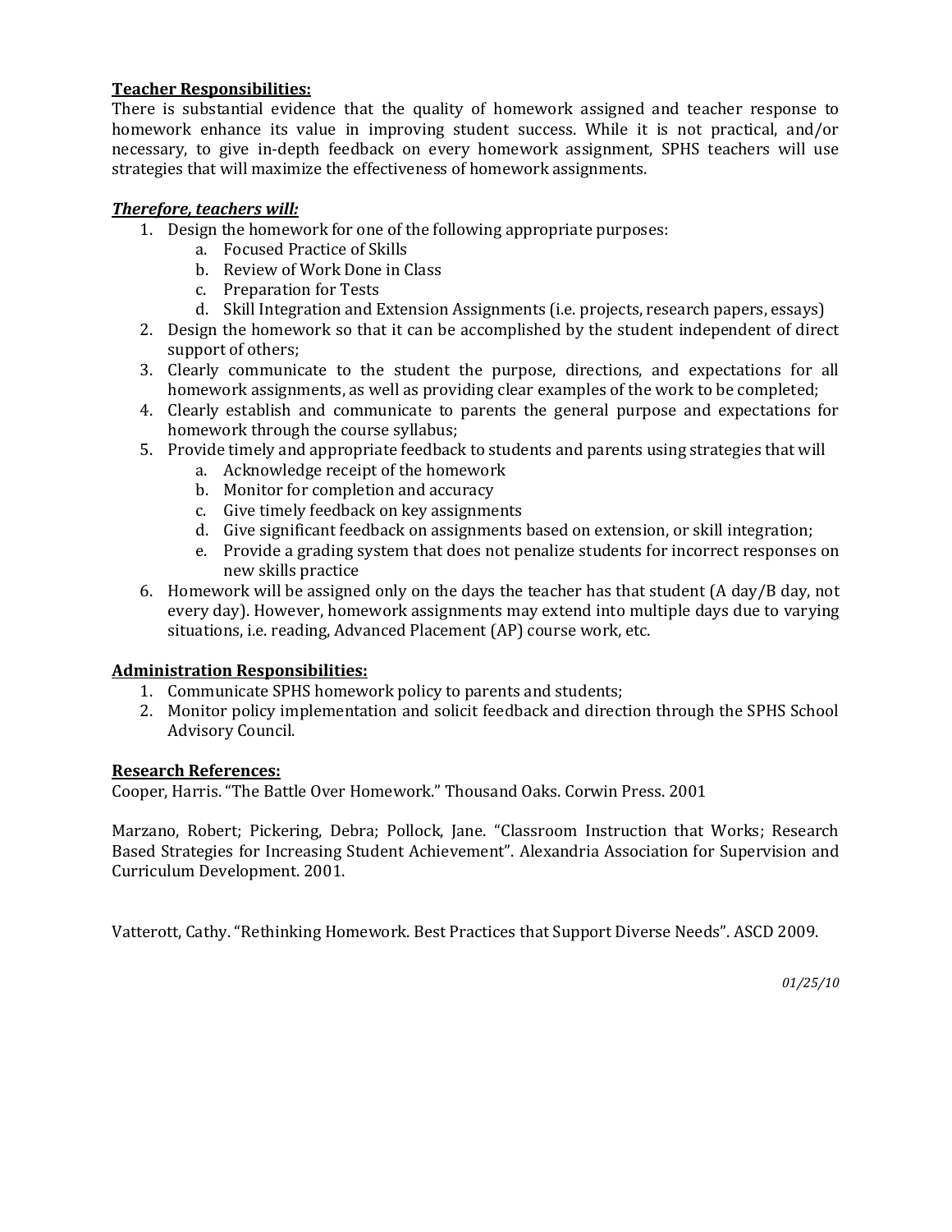**Teacher Responsibilities:**

There is substantial evidence that the quality of homework assigned and teacher response to homework enhance its value in improving student success. While it is not practical, and/or necessary, to give in-depth feedback on every homework assignment, SPHS teachers will use strategies that will maximize the effectiveness of homework assignments.

***Therefore, teachers will:***

1. Design the homework for one of the following appropriate purposes:
   a. Focused Practice of Skills
   b. Review of Work Done in Class
   c. Preparation for Tests
   d. Skill Integration and Extension Assignments (i.e. projects, research papers, essays)
2. Design the homework so that it can be accomplished by the student independent of direct support of others;
3. Clearly communicate to the student the purpose, directions, and expectations for all homework assignments, as well as providing clear examples of the work to be completed;
4. Clearly establish and communicate to parents the general purpose and expectations for homework through the course syllabus;
5. Provide timely and appropriate feedback to students and parents using strategies that will
   a. Acknowledge receipt of the homework
   b. Monitor for completion and accuracy
   c. Give timely feedback on key assignments
   d. Give significant feedback on assignments based on extension, or skill integration;
   e. Provide a grading system that does not penalize students for incorrect responses on new skills practice
6. Homework will be assigned only on the days the teacher has that student (A day/B day, not every day). However, homework assignments may extend into multiple days due to varying situations, i.e. reading, Advanced Placement (AP) course work, etc.

**Administration Responsibilities:**

1. Communicate SPHS homework policy to parents and students;
2. Monitor policy implementation and solicit feedback and direction through the SPHS School Advisory Council.

**Research References:**

Cooper, Harris. "The Battle Over Homework." Thousand Oaks. Corwin Press. 2001

Marzano, Robert; Pickering, Debra; Pollock, Jane. "Classroom Instruction that Works; Research Based Strategies for Increasing Student Achievement". Alexandria Association for Supervision and Curriculum Development. 2001.

Vatterott, Cathy. "Rethinking Homework. Best Practices that Support Diverse Needs". ASCD 2009.

*01/25/10*